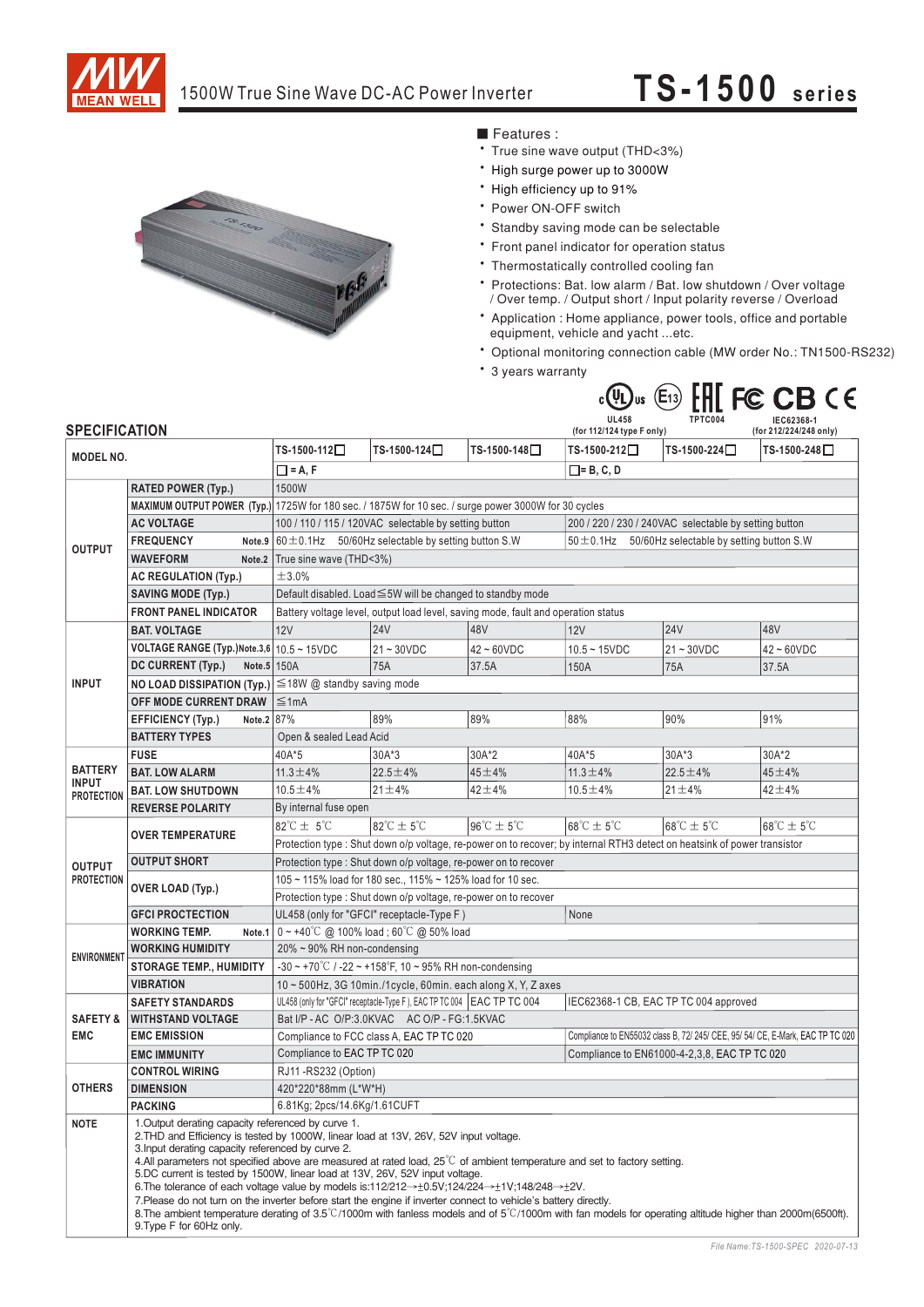# 1500W True Sine Wave DC-AC Power Inverter

## TS-1500 series

■ Features :

- True sine wave output (THD<3%)
- High surge power up to 3000W
- High efficiency up to 91%
- Power ON-OFF switch
- Standby saving mode can be selectable
- Front panel indicator for operation status
- Thermostatically controlled cooling fan
- Protections: Bat. low alarm / Bat. low shutdown / Over voltage / Over temp. / Output short / Input polarity reverse / Overload
- Application : Home appliance, power tools, office and portable equipment, vehicle and yacht ...etc.
- Optional monitoring connection cable (MW order No.: TN1500-RS232)
- 3 years warranty

UL458 (for 112/124 type F only) TPTC004 IEC62368-1 (for 212/224/248 only)

## SPECIFICATION

| | | TS-1500-112☐ | TS-1500-124☐ | TS-1500-148☐ | TS-1500-212☐ | TS-1500-224☐ | TS-1500-248☐ |
|---|---|---|---|---|---|---|---|
| MODEL NO. | | ☐= A, F | | | ☐= B, C, D | | |
| OUTPUT | RATED POWER (Typ.) | 1500W | | | | | |
| | MAXIMUM OUTPUT POWER (Typ.) | 1725W for 180 sec. / 1875W for 10 sec. / surge power 3000W for 30 cycles | | | | | |
| | AC VOLTAGE | 100 / 110 / 115 / 120VAC selectable by setting button | | | 200 / 220 / 230 / 240VAC selectable by setting button | | |
| | FREQUENCY Note.9 | 60±0.1Hz 50/60Hz selectable by setting button S.W | | | 50±0.1Hz 50/60Hz selectable by setting button S.W | | |
| | WAVEFORM Note.2 | True sine wave (THD<3%) | | | | | |
| | AC REGULATION (Typ.) | ±3.0% | | | | | |
| | SAVING MODE (Typ.) | Default disabled. Load≦5W will be changed to standby mode | | | | | |
| | FRONT PANEL INDICATOR | Battery voltage level, output load level, saving mode, fault and operation status | | | | | |
| INPUT | BAT. VOLTAGE | 12V | 24V | 48V | 12V | 24V | 48V |
| | VOLTAGE RANGE (Typ.) Note.3,6 | 10.5 ~ 15VDC | 21 ~ 30VDC | 42 ~ 60VDC | 10.5 ~ 15VDC | 21 ~ 30VDC | 42 ~ 60VDC |
| | DC CURRENT (Typ.) Note.5 | 150A | 75A | 37.5A | 150A | 75A | 37.5A |
| | NO LOAD DISSIPATION (Typ.) | ≦18W @ standby saving mode | | | | | |
| | OFF MODE CURRENT DRAW | ≦1mA | | | | | |
| | EFFICIENCY (Typ.) Note.2 | 87% | 89% | 89% | 88% | 90% | 91% |
| | BATTERY TYPES | Open & sealed Lead Acid | | | | | |
| BATTERY INPUT PROTECTION | FUSE | 40A*5 | 30A*3 | 30A*2 | 40A*5 | 30A*3 | 30A*2 |
| | BAT. LOW ALARM | 11.3±4% | 22.5±4% | 45±4% | 11.3±4% | 22.5±4% | 45±4% |
| | BAT. LOW SHUTDOWN | 10.5±4% | 21±4% | 42±4% | 10.5±4% | 21±4% | 42±4% |
| | REVERSE POLARITY | By internal fuse open | | | | | |
| OUTPUT PROTECTION | OVER TEMPERATURE | 82℃ ± 5℃ | 82℃ ± 5℃ | 96℃ ± 5℃ | 68℃ ± 5℃ | 68℃ ± 5℃ | 68℃ ± 5℃ |
| | | Protection type : Shut down o/p voltage, re-power on to recover; by internal RTH3 detect on heatsink of power transistor | | | | | |
| | OUTPUT SHORT | Protection type : Shut down o/p voltage, re-power on to recover | | | | | |
| | OVER LOAD (Typ.) | 105 ~ 115% load for 180 sec., 115% ~ 125% load for 10 sec. | | | | | |
| | | Protection type : Shut down o/p voltage, re-power on to recover | | | | | |
| | GFCI PROCTECTION | UL458 (only for "GFCI" receptacle-Type F ) | | | None | | |
| ENVIRONMENT | WORKING TEMP. Note.1 | 0 ~ +40℃ @ 100% load ; 60℃ @ 50% load | | | | | |
| | WORKING HUMIDITY | 20% ~ 90% RH non-condensing | | | | | |
| | STORAGE TEMP., HUMIDITY | -30 ~ +70℃ / -22 ~ +158°F, 10 ~ 95% RH non-condensing | | | | | |
| | VIBRATION | 10 ~ 500Hz, 3G 10min./1cycle, 60min. each along X, Y, Z axes | | | | | |
| SAFETY & EMC | SAFETY STANDARDS | UL458 (only for "GFCI" receptacle-Type F ), EAC TP TC 004 | | EAC TP TC 004 | IEC62368-1 CB, EAC TP TC 004 approved | | |
| | WITHSTAND VOLTAGE | Bat I/P - AC O/P:3.0KVAC AC O/P - FG:1.5KVAC | | | | | |
| | EMC EMISSION | Compliance to FCC class A, EAC TP TC 020 | | | Compliance to EN55032 class B, 72/ 245/ CEE, 95/ 54/ CE, E-Mark, EAC TP TC 020 | | |
| | EMC IMMUNITY | Compliance to EAC TP TC 020 | | | Compliance to EN61000-4-2,3,8, EAC TP TC 020 | | |
| OTHERS | CONTROL WIRING | RJ11 -RS232 (Option) | | | | | |
| | DIMENSION | 420*220*88mm (L*W*H) | | | | | |
| | PACKING | 6.81Kg; 2pcs/14.6Kg/1.61CUFT | | | | | |

**NOTE**

1. Output derating capacity referenced by curve 1.
2. THD and Efficiency is tested by 1000W, linear load at 13V, 26V, 52V input voltage.
3. Input derating capacity referenced by curve 2.
4. All parameters not specified above are measured at rated load, 25℃ of ambient temperature and set to factory setting.
5. DC current is tested by 1500W, linear load at 13V, 26V, 52V input voltage.
6. The tolerance of each voltage value by models is:112/212→±0.5V;124/224→±1V;148/248→±2V.
7. Please do not turn on the inverter before start the engine if inverter connect to vehicle's battery directly.
8. The ambient temperature derating of 3.5℃/1000m with fanless models and of 5℃/1000m with fan models for operating altitude higher than 2000m(6500ft).
9. Type F for 60Hz only.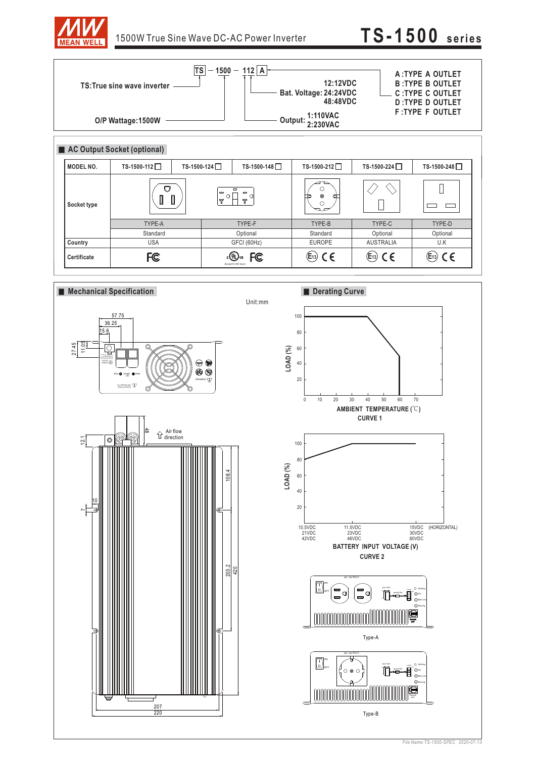# TS-1500 series

1500W True Sine Wave DC-AC Power Inverter

TS – 1500 – 112 A

- TS:True sine wave inverter
- O/P Wattage:1500W
- Bat. Voltage: 12:12VDC, 24:24VDC, 48:48VDC
- Output: 1:110VAC, 2:230VAC
- A :TYPE A OUTLET
- B :TYPE B OUTLET
- C :TYPE C OUTLET
- D :TYPE D OUTLET
- F :TYPE F OUTLET

## AC Output Socket (optional)

| MODEL NO. | TS-1500-112☐ | TS-1500-124☐ | TS-1500-148☐ | TS-1500-212☐ | TS-1500-224☐ | TS-1500-248☐ |
|---|---|---|---|---|---|---|
| Socket type | TYPE-A | TYPE-F | | TYPE-B | TYPE-C | TYPE-D |
| | Standard | Optional | | Standard | Optional | Optional |
| Country | USA | GFCI (60Hz) | | EUROPE | AUSTRALIA | U.K |
| Certificate | FC | cULus FC (Except for 48V input) | | E13 CE | E13 CE | E13 CE |

## Mechanical Specification

Unit:mm

57.75
36.25
15.6
27.45
11.05
Air flow direction
48
12.1
10
7
108.4
203.2
420
207
220

## Derating Curve

LOAD (%)
100
80
60
40
20
0 10 20 30 40 50 60 70
AMBIENT TEMPERATURE (℃)
CURVE 1

LOAD (%)
100
80
60
40
20
10.5VDC 21VDC 42VDC
11.5VDC 23VDC 46VDC
15VDC 30VDC 60VDC (HORIZONTAL)
BATTERY INPUT VOLTAGE (V)
CURVE 2

Type-A

Type-B